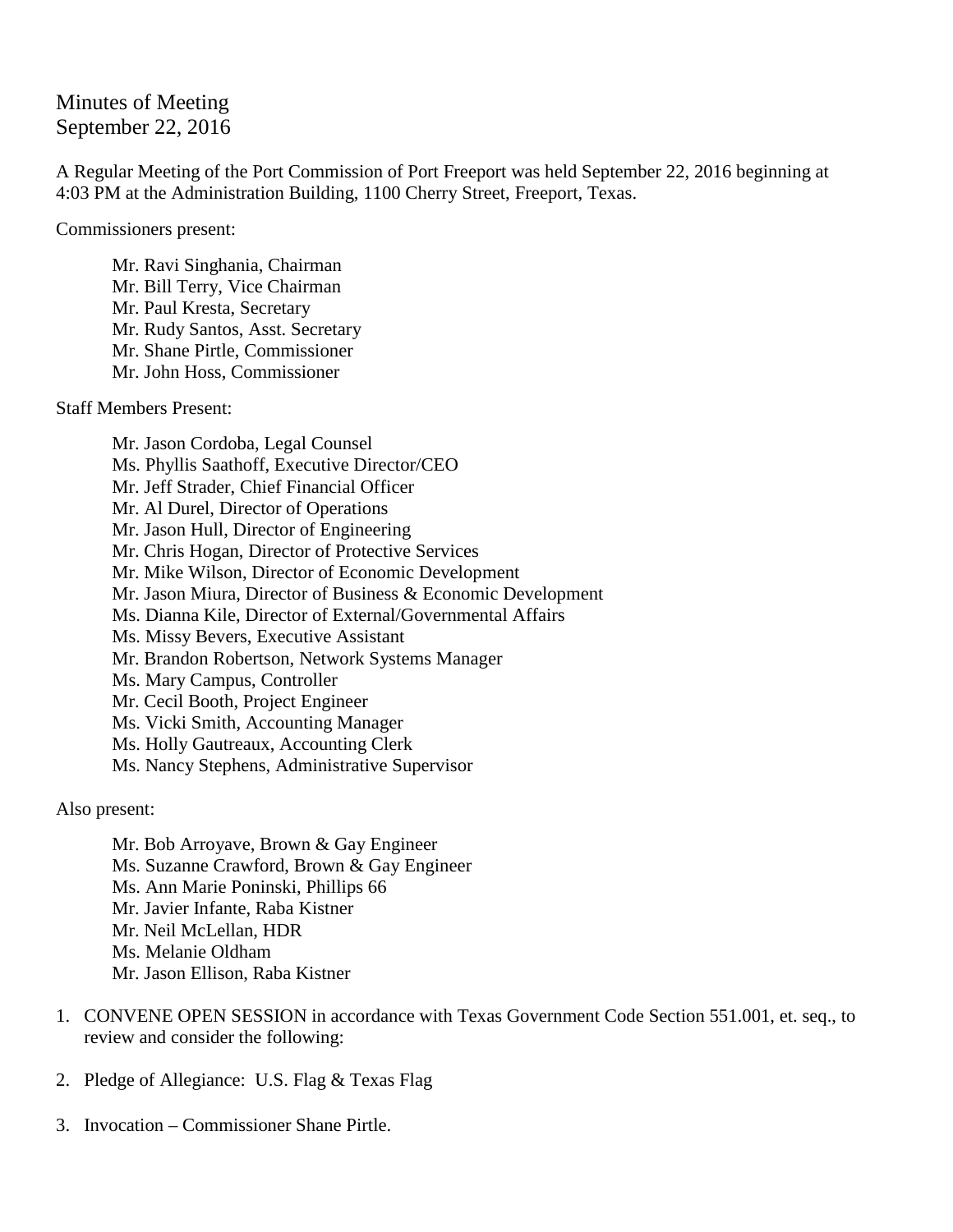# Minutes of Meeting
September 22, 2016

A Regular Meeting of the Port Commission of Port Freeport was held September 22, 2016 beginning at 4:03 PM at the Administration Building, 1100 Cherry Street, Freeport, Texas.

Commissioners present:

- Mr. Ravi Singhania, Chairman
- Mr. Bill Terry, Vice Chairman
- Mr. Paul Kresta, Secretary
- Mr. Rudy Santos, Asst. Secretary
- Mr. Shane Pirtle, Commissioner
- Mr. John Hoss, Commissioner

Staff Members Present:

- Mr. Jason Cordoba, Legal Counsel
- Ms. Phyllis Saathoff, Executive Director/CEO
- Mr. Jeff Strader, Chief Financial Officer
- Mr. Al Durel, Director of Operations
- Mr. Jason Hull, Director of Engineering
- Mr. Chris Hogan, Director of Protective Services
- Mr. Mike Wilson, Director of Economic Development
- Mr. Jason Miura, Director of Business & Economic Development
- Ms. Dianna Kile, Director of External/Governmental Affairs
- Ms. Missy Bevers, Executive Assistant
- Mr. Brandon Robertson, Network Systems Manager
- Ms. Mary Campus, Controller
- Mr. Cecil Booth, Project Engineer
- Ms. Vicki Smith, Accounting Manager
- Ms. Holly Gautreaux, Accounting Clerk
- Ms. Nancy Stephens, Administrative Supervisor

Also present:

- Mr. Bob Arroyave, Brown & Gay Engineer
- Ms. Suzanne Crawford, Brown & Gay Engineer
- Ms. Ann Marie Poninski, Phillips 66
- Mr. Javier Infante, Raba Kistner
- Mr. Neil McLellan, HDR
- Ms. Melanie Oldham
- Mr. Jason Ellison, Raba Kistner

1. CONVENE OPEN SESSION in accordance with Texas Government Code Section 551.001, et. seq., to review and consider the following:

2. Pledge of Allegiance: U.S. Flag & Texas Flag

3. Invocation – Commissioner Shane Pirtle.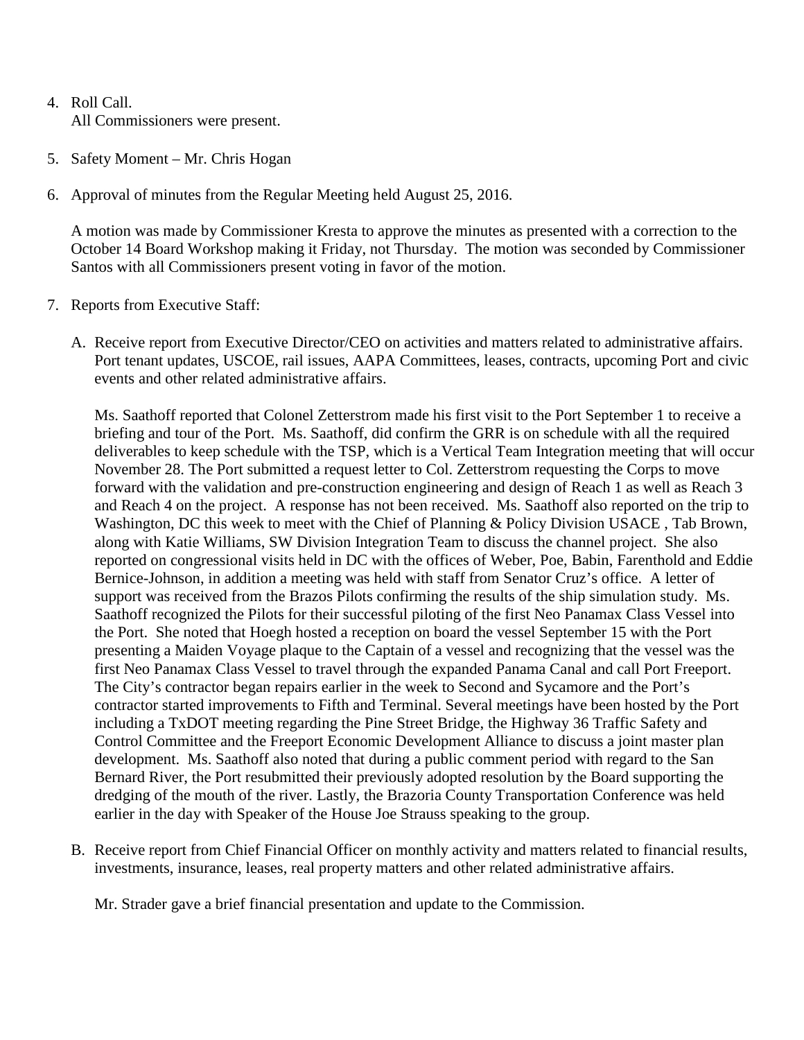4. Roll Call.
   All Commissioners were present.

5. Safety Moment – Mr. Chris Hogan

6. Approval of minutes from the Regular Meeting held August 25, 2016.

   A motion was made by Commissioner Kresta to approve the minutes as presented with a correction to the October 14 Board Workshop making it Friday, not Thursday. The motion was seconded by Commissioner Santos with all Commissioners present voting in favor of the motion.

7. Reports from Executive Staff:

   A. Receive report from Executive Director/CEO on activities and matters related to administrative affairs. Port tenant updates, USCOE, rail issues, AAPA Committees, leases, contracts, upcoming Port and civic events and other related administrative affairs.

      Ms. Saathoff reported that Colonel Zetterstrom made his first visit to the Port September 1 to receive a briefing and tour of the Port. Ms. Saathoff, did confirm the GRR is on schedule with all the required deliverables to keep schedule with the TSP, which is a Vertical Team Integration meeting that will occur November 28. The Port submitted a request letter to Col. Zetterstrom requesting the Corps to move forward with the validation and pre-construction engineering and design of Reach 1 as well as Reach 3 and Reach 4 on the project. A response has not been received. Ms. Saathoff also reported on the trip to Washington, DC this week to meet with the Chief of Planning & Policy Division USACE , Tab Brown, along with Katie Williams, SW Division Integration Team to discuss the channel project. She also reported on congressional visits held in DC with the offices of Weber, Poe, Babin, Farenthold and Eddie Bernice-Johnson, in addition a meeting was held with staff from Senator Cruz's office. A letter of support was received from the Brazos Pilots confirming the results of the ship simulation study. Ms. Saathoff recognized the Pilots for their successful piloting of the first Neo Panamax Class Vessel into the Port. She noted that Hoegh hosted a reception on board the vessel September 15 with the Port presenting a Maiden Voyage plaque to the Captain of a vessel and recognizing that the vessel was the first Neo Panamax Class Vessel to travel through the expanded Panama Canal and call Port Freeport. The City's contractor began repairs earlier in the week to Second and Sycamore and the Port's contractor started improvements to Fifth and Terminal. Several meetings have been hosted by the Port including a TxDOT meeting regarding the Pine Street Bridge, the Highway 36 Traffic Safety and Control Committee and the Freeport Economic Development Alliance to discuss a joint master plan development. Ms. Saathoff also noted that during a public comment period with regard to the San Bernard River, the Port resubmitted their previously adopted resolution by the Board supporting the dredging of the mouth of the river. Lastly, the Brazoria County Transportation Conference was held earlier in the day with Speaker of the House Joe Strauss speaking to the group.

   B. Receive report from Chief Financial Officer on monthly activity and matters related to financial results, investments, insurance, leases, real property matters and other related administrative affairs.

      Mr. Strader gave a brief financial presentation and update to the Commission.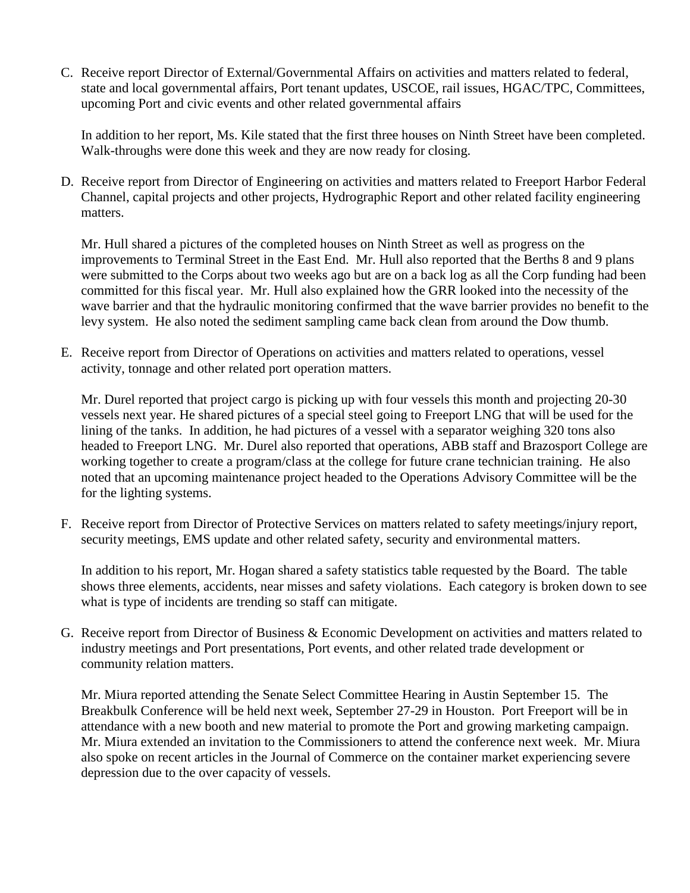C. Receive report Director of External/Governmental Affairs on activities and matters related to federal, state and local governmental affairs, Port tenant updates, USCOE, rail issues, HGAC/TPC, Committees, upcoming Port and civic events and other related governmental affairs

   In addition to her report, Ms. Kile stated that the first three houses on Ninth Street have been completed. Walk-throughs were done this week and they are now ready for closing.

D. Receive report from Director of Engineering on activities and matters related to Freeport Harbor Federal Channel, capital projects and other projects, Hydrographic Report and other related facility engineering matters.

   Mr. Hull shared a pictures of the completed houses on Ninth Street as well as progress on the improvements to Terminal Street in the East End. Mr. Hull also reported that the Berths 8 and 9 plans were submitted to the Corps about two weeks ago but are on a back log as all the Corp funding had been committed for this fiscal year. Mr. Hull also explained how the GRR looked into the necessity of the wave barrier and that the hydraulic monitoring confirmed that the wave barrier provides no benefit to the levy system. He also noted the sediment sampling came back clean from around the Dow thumb.

E. Receive report from Director of Operations on activities and matters related to operations, vessel activity, tonnage and other related port operation matters.

   Mr. Durel reported that project cargo is picking up with four vessels this month and projecting 20-30 vessels next year. He shared pictures of a special steel going to Freeport LNG that will be used for the lining of the tanks. In addition, he had pictures of a vessel with a separator weighing 320 tons also headed to Freeport LNG. Mr. Durel also reported that operations, ABB staff and Brazosport College are working together to create a program/class at the college for future crane technician training. He also noted that an upcoming maintenance project headed to the Operations Advisory Committee will be the for the lighting systems.

F. Receive report from Director of Protective Services on matters related to safety meetings/injury report, security meetings, EMS update and other related safety, security and environmental matters.

   In addition to his report, Mr. Hogan shared a safety statistics table requested by the Board. The table shows three elements, accidents, near misses and safety violations. Each category is broken down to see what is type of incidents are trending so staff can mitigate.

G. Receive report from Director of Business & Economic Development on activities and matters related to industry meetings and Port presentations, Port events, and other related trade development or community relation matters.

   Mr. Miura reported attending the Senate Select Committee Hearing in Austin September 15. The Breakbulk Conference will be held next week, September 27-29 in Houston. Port Freeport will be in attendance with a new booth and new material to promote the Port and growing marketing campaign. Mr. Miura extended an invitation to the Commissioners to attend the conference next week. Mr. Miura also spoke on recent articles in the Journal of Commerce on the container market experiencing severe depression due to the over capacity of vessels.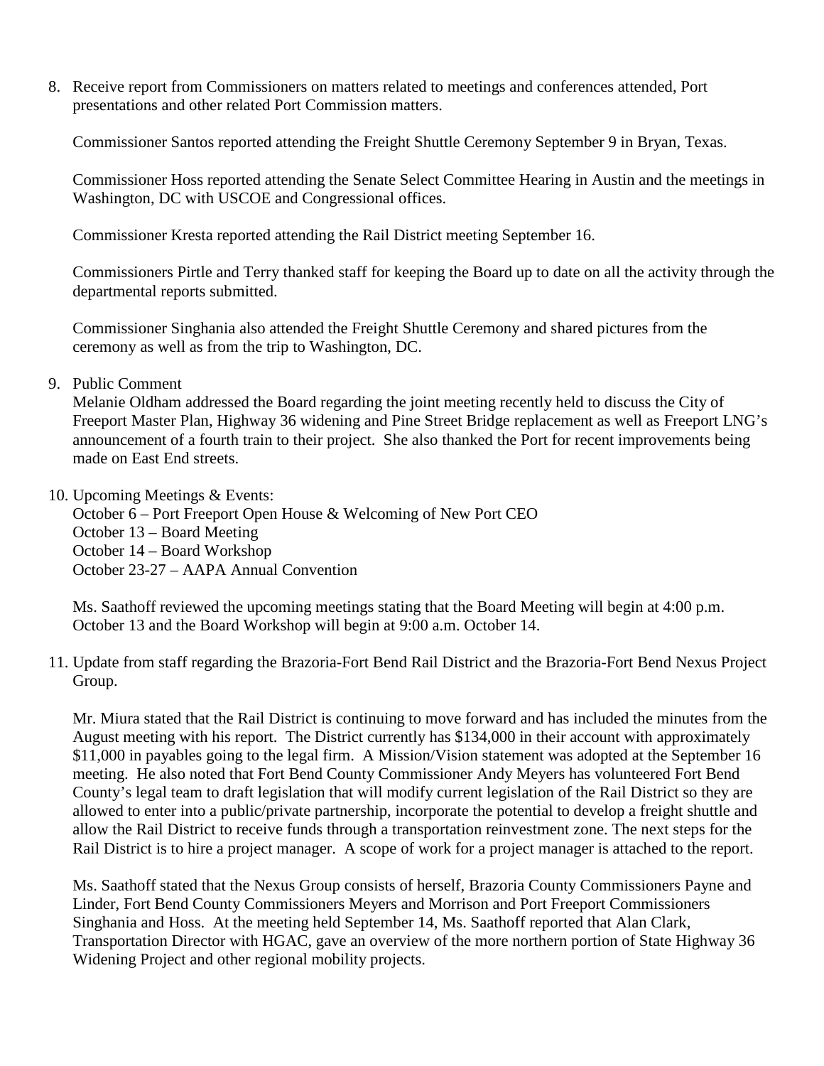8. Receive report from Commissioners on matters related to meetings and conferences attended, Port presentations and other related Port Commission matters.

   Commissioner Santos reported attending the Freight Shuttle Ceremony September 9 in Bryan, Texas.

   Commissioner Hoss reported attending the Senate Select Committee Hearing in Austin and the meetings in Washington, DC with USCOE and Congressional offices.

   Commissioner Kresta reported attending the Rail District meeting September 16.

   Commissioners Pirtle and Terry thanked staff for keeping the Board up to date on all the activity through the departmental reports submitted.

   Commissioner Singhania also attended the Freight Shuttle Ceremony and shared pictures from the ceremony as well as from the trip to Washington, DC.

9. Public Comment
   Melanie Oldham addressed the Board regarding the joint meeting recently held to discuss the City of Freeport Master Plan, Highway 36 widening and Pine Street Bridge replacement as well as Freeport LNG's announcement of a fourth train to their project. She also thanked the Port for recent improvements being made on East End streets.

10. Upcoming Meetings & Events:
    October 6 – Port Freeport Open House & Welcoming of New Port CEO
    October 13 – Board Meeting
    October 14 – Board Workshop
    October 23-27 – AAPA Annual Convention

    Ms. Saathoff reviewed the upcoming meetings stating that the Board Meeting will begin at 4:00 p.m. October 13 and the Board Workshop will begin at 9:00 a.m. October 14.

11. Update from staff regarding the Brazoria-Fort Bend Rail District and the Brazoria-Fort Bend Nexus Project Group.

    Mr. Miura stated that the Rail District is continuing to move forward and has included the minutes from the August meeting with his report. The District currently has $134,000 in their account with approximately $11,000 in payables going to the legal firm. A Mission/Vision statement was adopted at the September 16 meeting. He also noted that Fort Bend County Commissioner Andy Meyers has volunteered Fort Bend County's legal team to draft legislation that will modify current legislation of the Rail District so they are allowed to enter into a public/private partnership, incorporate the potential to develop a freight shuttle and allow the Rail District to receive funds through a transportation reinvestment zone. The next steps for the Rail District is to hire a project manager. A scope of work for a project manager is attached to the report.

    Ms. Saathoff stated that the Nexus Group consists of herself, Brazoria County Commissioners Payne and Linder, Fort Bend County Commissioners Meyers and Morrison and Port Freeport Commissioners Singhania and Hoss. At the meeting held September 14, Ms. Saathoff reported that Alan Clark, Transportation Director with HGAC, gave an overview of the more northern portion of State Highway 36 Widening Project and other regional mobility projects.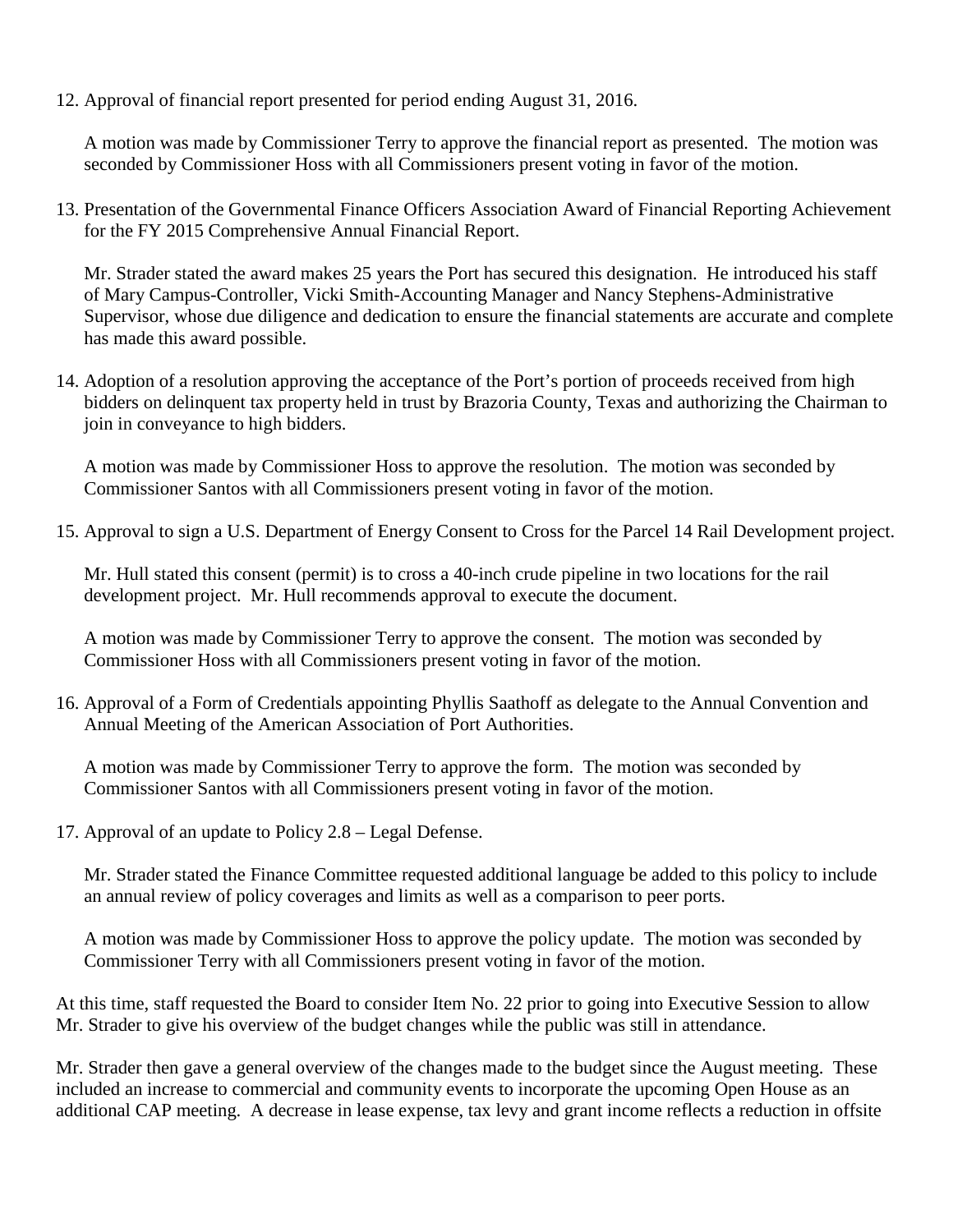12. Approval of financial report presented for period ending August 31, 2016.

    A motion was made by Commissioner Terry to approve the financial report as presented. The motion was seconded by Commissioner Hoss with all Commissioners present voting in favor of the motion.

13. Presentation of the Governmental Finance Officers Association Award of Financial Reporting Achievement for the FY 2015 Comprehensive Annual Financial Report.

    Mr. Strader stated the award makes 25 years the Port has secured this designation. He introduced his staff of Mary Campus-Controller, Vicki Smith-Accounting Manager and Nancy Stephens-Administrative Supervisor, whose due diligence and dedication to ensure the financial statements are accurate and complete has made this award possible.

14. Adoption of a resolution approving the acceptance of the Port's portion of proceeds received from high bidders on delinquent tax property held in trust by Brazoria County, Texas and authorizing the Chairman to join in conveyance to high bidders.

    A motion was made by Commissioner Hoss to approve the resolution. The motion was seconded by Commissioner Santos with all Commissioners present voting in favor of the motion.

15. Approval to sign a U.S. Department of Energy Consent to Cross for the Parcel 14 Rail Development project.

    Mr. Hull stated this consent (permit) is to cross a 40-inch crude pipeline in two locations for the rail development project. Mr. Hull recommends approval to execute the document.

    A motion was made by Commissioner Terry to approve the consent. The motion was seconded by Commissioner Hoss with all Commissioners present voting in favor of the motion.

16. Approval of a Form of Credentials appointing Phyllis Saathoff as delegate to the Annual Convention and Annual Meeting of the American Association of Port Authorities.

    A motion was made by Commissioner Terry to approve the form. The motion was seconded by Commissioner Santos with all Commissioners present voting in favor of the motion.

17. Approval of an update to Policy 2.8 – Legal Defense.

    Mr. Strader stated the Finance Committee requested additional language be added to this policy to include an annual review of policy coverages and limits as well as a comparison to peer ports.

    A motion was made by Commissioner Hoss to approve the policy update. The motion was seconded by Commissioner Terry with all Commissioners present voting in favor of the motion.

At this time, staff requested the Board to consider Item No. 22 prior to going into Executive Session to allow Mr. Strader to give his overview of the budget changes while the public was still in attendance.

Mr. Strader then gave a general overview of the changes made to the budget since the August meeting. These included an increase to commercial and community events to incorporate the upcoming Open House as an additional CAP meeting. A decrease in lease expense, tax levy and grant income reflects a reduction in offsite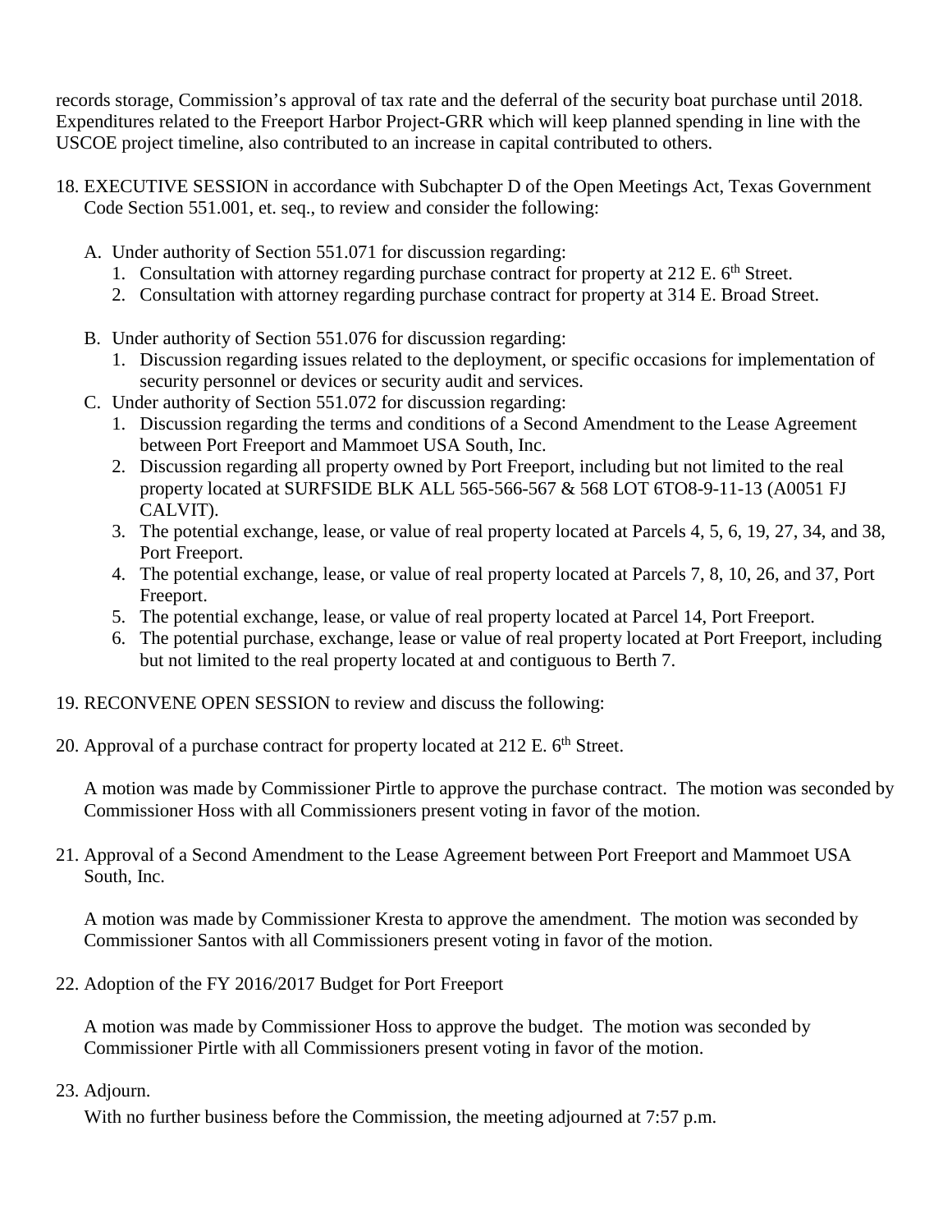records storage, Commission's approval of tax rate and the deferral of the security boat purchase until 2018. Expenditures related to the Freeport Harbor Project-GRR which will keep planned spending in line with the USCOE project timeline, also contributed to an increase in capital contributed to others.

18. EXECUTIVE SESSION in accordance with Subchapter D of the Open Meetings Act, Texas Government Code Section 551.001, et. seq., to review and consider the following:

    A. Under authority of Section 551.071 for discussion regarding:
        1. Consultation with attorney regarding purchase contract for property at 212 E. 6th Street.
        2. Consultation with attorney regarding purchase contract for property at 314 E. Broad Street.

    B. Under authority of Section 551.076 for discussion regarding:
        1. Discussion regarding issues related to the deployment, or specific occasions for implementation of security personnel or devices or security audit and services.

    C. Under authority of Section 551.072 for discussion regarding:
        1. Discussion regarding the terms and conditions of a Second Amendment to the Lease Agreement between Port Freeport and Mammoet USA South, Inc.
        2. Discussion regarding all property owned by Port Freeport, including but not limited to the real property located at SURFSIDE BLK ALL 565-566-567 & 568 LOT 6TO8-9-11-13 (A0051 FJ CALVIT).
        3. The potential exchange, lease, or value of real property located at Parcels 4, 5, 6, 19, 27, 34, and 38, Port Freeport.
        4. The potential exchange, lease, or value of real property located at Parcels 7, 8, 10, 26, and 37, Port Freeport.
        5. The potential exchange, lease, or value of real property located at Parcel 14, Port Freeport.
        6. The potential purchase, exchange, lease or value of real property located at Port Freeport, including but not limited to the real property located at and contiguous to Berth 7.

19. RECONVENE OPEN SESSION to review and discuss the following:

20. Approval of a purchase contract for property located at 212 E. 6th Street.

    A motion was made by Commissioner Pirtle to approve the purchase contract. The motion was seconded by Commissioner Hoss with all Commissioners present voting in favor of the motion.

21. Approval of a Second Amendment to the Lease Agreement between Port Freeport and Mammoet USA South, Inc.

    A motion was made by Commissioner Kresta to approve the amendment. The motion was seconded by Commissioner Santos with all Commissioners present voting in favor of the motion.

22. Adoption of the FY 2016/2017 Budget for Port Freeport

    A motion was made by Commissioner Hoss to approve the budget. The motion was seconded by Commissioner Pirtle with all Commissioners present voting in favor of the motion.

23. Adjourn.

    With no further business before the Commission, the meeting adjourned at 7:57 p.m.